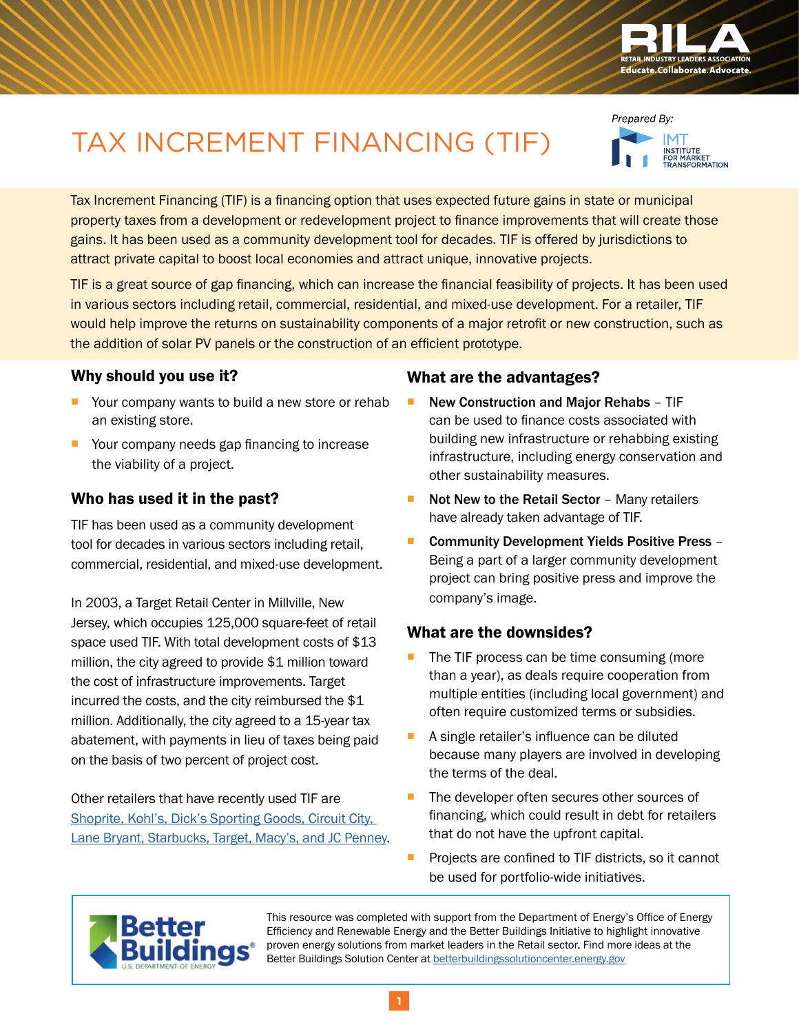# TAX INCREMENT FINANCING (TIF)

*Prepared By:* IMT Institute for Market Transformation

Tax Increment Financing (TIF) is a financing option that uses expected future gains in state or municipal property taxes from a development or redevelopment project to finance improvements that will create those gains. It has been used as a community development tool for decades. TIF is offered by jurisdictions to attract private capital to boost local economies and attract unique, innovative projects.

TIF is a great source of gap financing, which can increase the financial feasibility of projects. It has been used in various sectors including retail, commercial, residential, and mixed-use development. For a retailer, TIF would help improve the returns on sustainability components of a major retrofit or new construction, such as the addition of solar PV panels or the construction of an efficient prototype.

## Why should you use it?

- Your company wants to build a new store or rehab an existing store.
- Your company needs gap financing to increase the viability of a project.

## Who has used it in the past?

TIF has been used as a community development tool for decades in various sectors including retail, commercial, residential, and mixed-use development.

In 2003, a Target Retail Center in Millville, New Jersey, which occupies 125,000 square-feet of retail space used TIF. With total development costs of $13 million, the city agreed to provide $1 million toward the cost of infrastructure improvements. Target incurred the costs, and the city reimbursed the $1 million. Additionally, the city agreed to a 15-year tax abatement, with payments in lieu of taxes being paid on the basis of two percent of project cost.

Other retailers that have recently used TIF are Shoprite, Kohl's, Dick's Sporting Goods, Circuit City, Lane Bryant, Starbucks, Target, Macy's, and JC Penney.

## What are the advantages?

- **New Construction and Major Rehabs** – TIF can be used to finance costs associated with building new infrastructure or rehabbing existing infrastructure, including energy conservation and other sustainability measures.
- **Not New to the Retail Sector** – Many retailers have already taken advantage of TIF.
- **Community Development Yields Positive Press** – Being a part of a larger community development project can bring positive press and improve the company's image.

## What are the downsides?

- The TIF process can be time consuming (more than a year), as deals require cooperation from multiple entities (including local government) and often require customized terms or subsidies.
- A single retailer's influence can be diluted because many players are involved in developing the terms of the deal.
- The developer often secures other sources of financing, which could result in debt for retailers that do not have the upfront capital.
- Projects are confined to TIF districts, so it cannot be used for portfolio-wide initiatives.

This resource was completed with support from the Department of Energy's Office of Energy Efficiency and Renewable Energy and the Better Buildings Initiative to highlight innovative proven energy solutions from market leaders in the Retail sector. Find more ideas at the Better Buildings Solution Center at betterbuildingssolutioncenter.energy.gov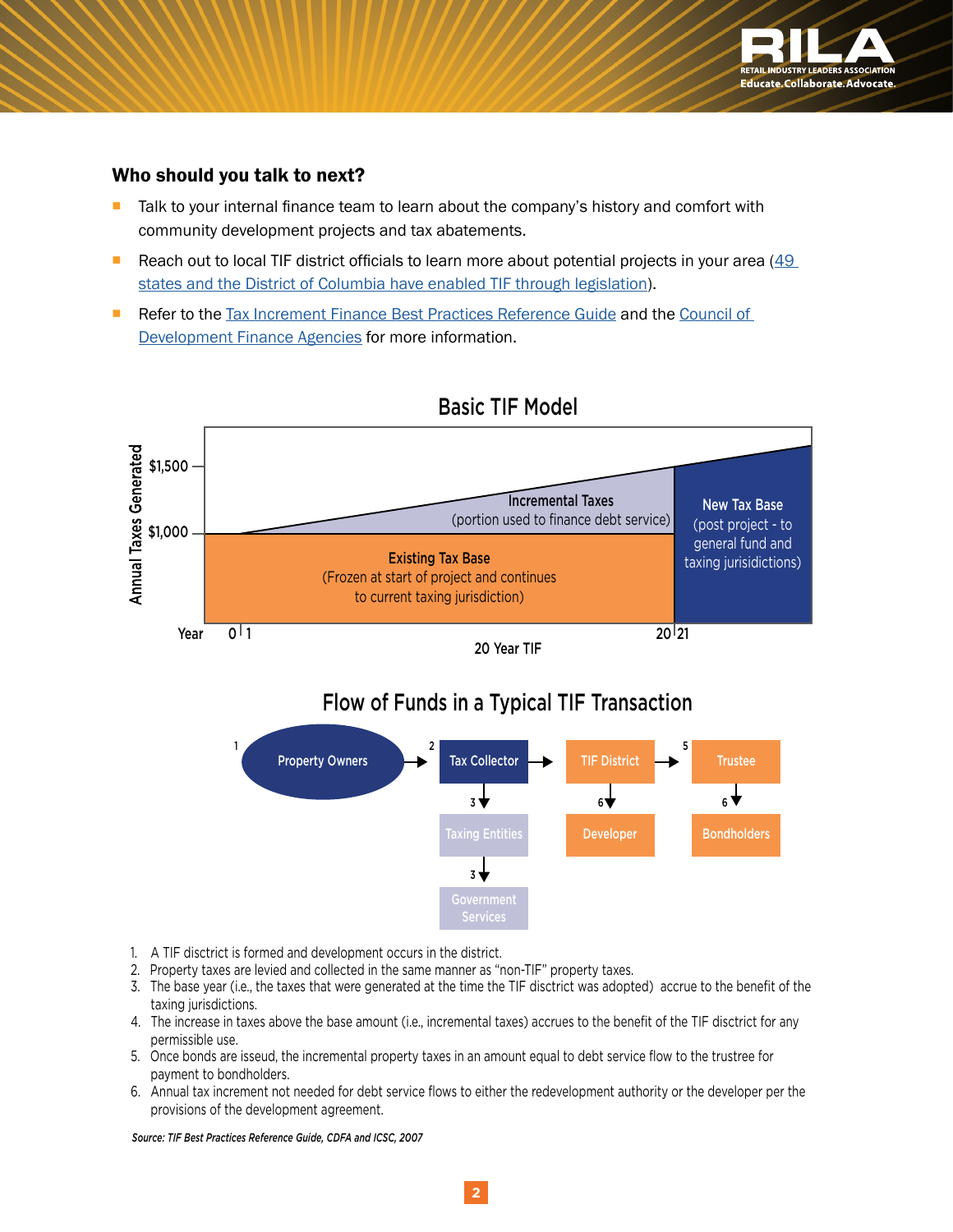### Who should you talk to next?

- Talk to your internal finance team to learn about the company's history and comfort with community development projects and tax abatements.
- Reach out to local TIF district officials to learn more about potential projects in your area (49 states and the District of Columbia have enabled TIF through legislation).
- Refer to the Tax Increment Finance Best Practices Reference Guide and the Council of Development Finance Agencies for more information.

## Basic TIF Model

Annual Taxes Generated: $1,500; $1,000

- **Incremental Taxes** (portion used to finance debt service)
- **Existing Tax Base** (Frozen at start of project and continues to current taxing jurisdiction)
- **New Tax Base** (post project - to general fund and taxing jurisidictions)

Year: 0 | 1 ... 20 | 21

20 Year TIF

## Flow of Funds in a Typical TIF Transaction

1 Property Owners → 2 Tax Collector → TIF District → 5 Trustee

- Tax Collector → 3 Taxing Entities → 3 Government Services
- TIF District → 6 Developer
- Trustee → 6 Bondholders

1. A TIF disctrict is formed and development occurs in the district.
2. Property taxes are levied and collected in the same manner as "non-TIF" property taxes.
3. The base year (i.e., the taxes that were generated at the time the TIF disctrict was adopted) accrue to the benefit of the taxing jurisdictions.
4. The increase in taxes above the base amount (i.e., incremental taxes) accrues to the benefit of the TIF disctrict for any permissible use.
5. Once bonds are issud, the incremental property taxes in an amount equal to debt service flow to the trustree for payment to bondholders.
6. Annual tax increment not needed for debt service flows to either the redevelopment authority or the developer per the provisions of the development agreement.

*Source: TIF Best Practices Reference Guide, CDFA and ICSC, 2007*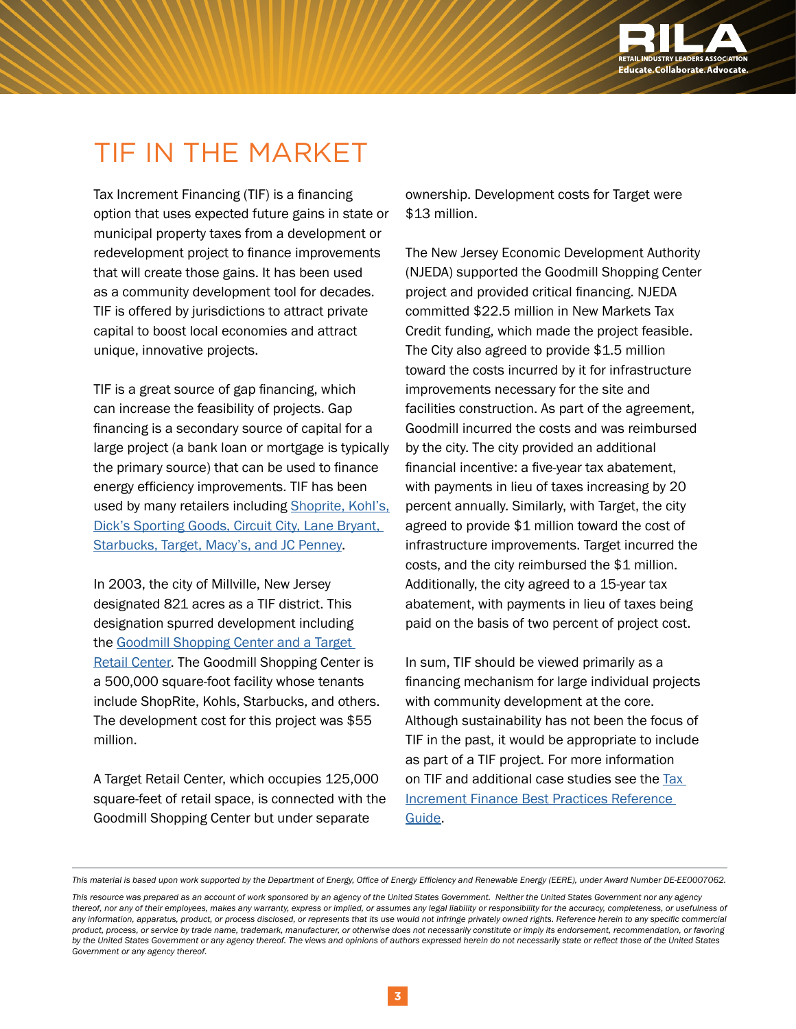# TIF IN THE MARKET

Tax Increment Financing (TIF) is a financing option that uses expected future gains in state or municipal property taxes from a development or redevelopment project to finance improvements that will create those gains. It has been used as a community development tool for decades. TIF is offered by jurisdictions to attract private capital to boost local economies and attract unique, innovative projects.

TIF is a great source of gap financing, which can increase the feasibility of projects. Gap financing is a secondary source of capital for a large project (a bank loan or mortgage is typically the primary source) that can be used to finance energy efficiency improvements. TIF has been used by many retailers including Shoprite, Kohl's, Dick's Sporting Goods, Circuit City, Lane Bryant, Starbucks, Target, Macy's, and JC Penney.

In 2003, the city of Millville, New Jersey designated 821 acres as a TIF district. This designation spurred development including the Goodmill Shopping Center and a Target Retail Center. The Goodmill Shopping Center is a 500,000 square-foot facility whose tenants include ShopRite, Kohls, Starbucks, and others. The development cost for this project was $55 million.

A Target Retail Center, which occupies 125,000 square-feet of retail space, is connected with the Goodmill Shopping Center but under separate ownership. Development costs for Target were $13 million.

The New Jersey Economic Development Authority (NJEDA) supported the Goodmill Shopping Center project and provided critical financing. NJEDA committed $22.5 million in New Markets Tax Credit funding, which made the project feasible. The City also agreed to provide $1.5 million toward the costs incurred by it for infrastructure improvements necessary for the site and facilities construction. As part of the agreement, Goodmill incurred the costs and was reimbursed by the city. The city provided an additional financial incentive: a five-year tax abatement, with payments in lieu of taxes increasing by 20 percent annually. Similarly, with Target, the city agreed to provide $1 million toward the cost of infrastructure improvements. Target incurred the costs, and the city reimbursed the $1 million. Additionally, the city agreed to a 15-year tax abatement, with payments in lieu of taxes being paid on the basis of two percent of project cost.

In sum, TIF should be viewed primarily as a financing mechanism for large individual projects with community development at the core. Although sustainability has not been the focus of TIF in the past, it would be appropriate to include as part of a TIF project. For more information on TIF and additional case studies see the Tax Increment Finance Best Practices Reference Guide.

*This material is based upon work supported by the Department of Energy, Office of Energy Efficiency and Renewable Energy (EERE), under Award Number DE-EE0007062.*

*This resource was prepared as an account of work sponsored by an agency of the United States Government. Neither the United States Government nor any agency thereof, nor any of their employees, makes any warranty, express or implied, or assumes any legal liability or responsibility for the accuracy, completeness, or usefulness of any information, apparatus, product, or process disclosed, or represents that its use would not infringe privately owned rights. Reference herein to any specific commercial product, process, or service by trade name, trademark, manufacturer, or otherwise does not necessarily constitute or imply its endorsement, recommendation, or favoring by the United States Government or any agency thereof. The views and opinions of authors expressed herein do not necessarily state or reflect those of the United States Government or any agency thereof.*